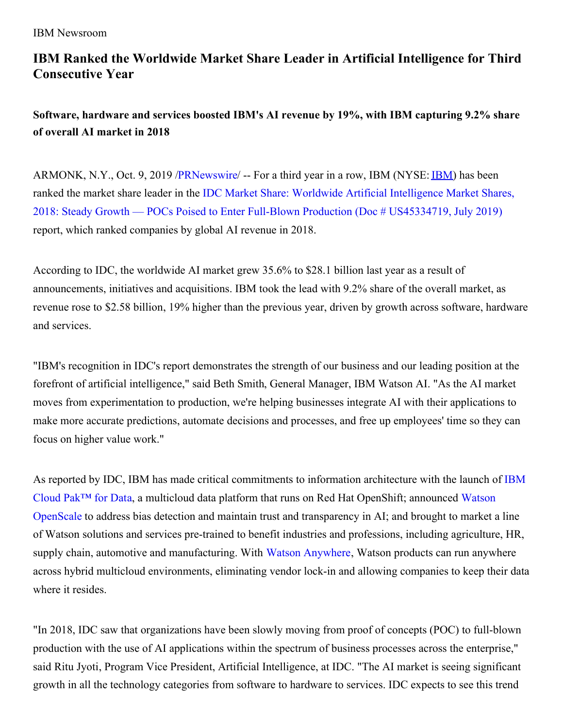IBM Newsroom

# IBM Ranked the Worldwide Market Share Leader in Artificial Intelligence for Third Consecutive Year

### Software, hardware and services boosted IBM's AI revenue by 19%, with IBM capturing 9.2% share of overall AI market in 2018

ARMONK, N.Y., Oct. 9, 2019 /PRNewswire/ -- For a third year in a row, IBM (NYSE: IBM) has been ranked the market share leader in the IDC Market Share: Worldwide Artificial Intelligence Market Shares, 2018: Steady Growth — POCs Poised to Enter Full-Blown Production (Doc # US45334719, July 2019) report, which ranked companies by global AI revenue in 2018.

According to IDC, the worldwide AI market grew 35.6% to $28.1 billion last year as a result of announcements, initiatives and acquisitions. IBM took the lead with 9.2% share of the overall market, as revenue rose to $2.58 billion, 19% higher than the previous year, driven by growth across software, hardware and services.

"IBM's recognition in IDC's report demonstrates the strength of our business and our leading position at the forefront of artificial intelligence," said Beth Smith, General Manager, IBM Watson AI. "As the AI market moves from experimentation to production, we're helping businesses integrate AI with their applications to make more accurate predictions, automate decisions and processes, and free up employees' time so they can focus on higher value work."

As reported by IDC, IBM has made critical commitments to information architecture with the launch of IBM Cloud Pak™ for Data, a multicloud data platform that runs on Red Hat OpenShift; announced Watson OpenScale to address bias detection and maintain trust and transparency in AI; and brought to market a line of Watson solutions and services pre-trained to benefit industries and professions, including agriculture, HR, supply chain, automotive and manufacturing. With Watson Anywhere, Watson products can run anywhere across hybrid multicloud environments, eliminating vendor lock-in and allowing companies to keep their data where it resides.

"In 2018, IDC saw that organizations have been slowly moving from proof of concepts (POC) to full-blown production with the use of AI applications within the spectrum of business processes across the enterprise," said Ritu Jyoti, Program Vice President, Artificial Intelligence, at IDC. "The AI market is seeing significant growth in all the technology categories from software to hardware to services. IDC expects to see this trend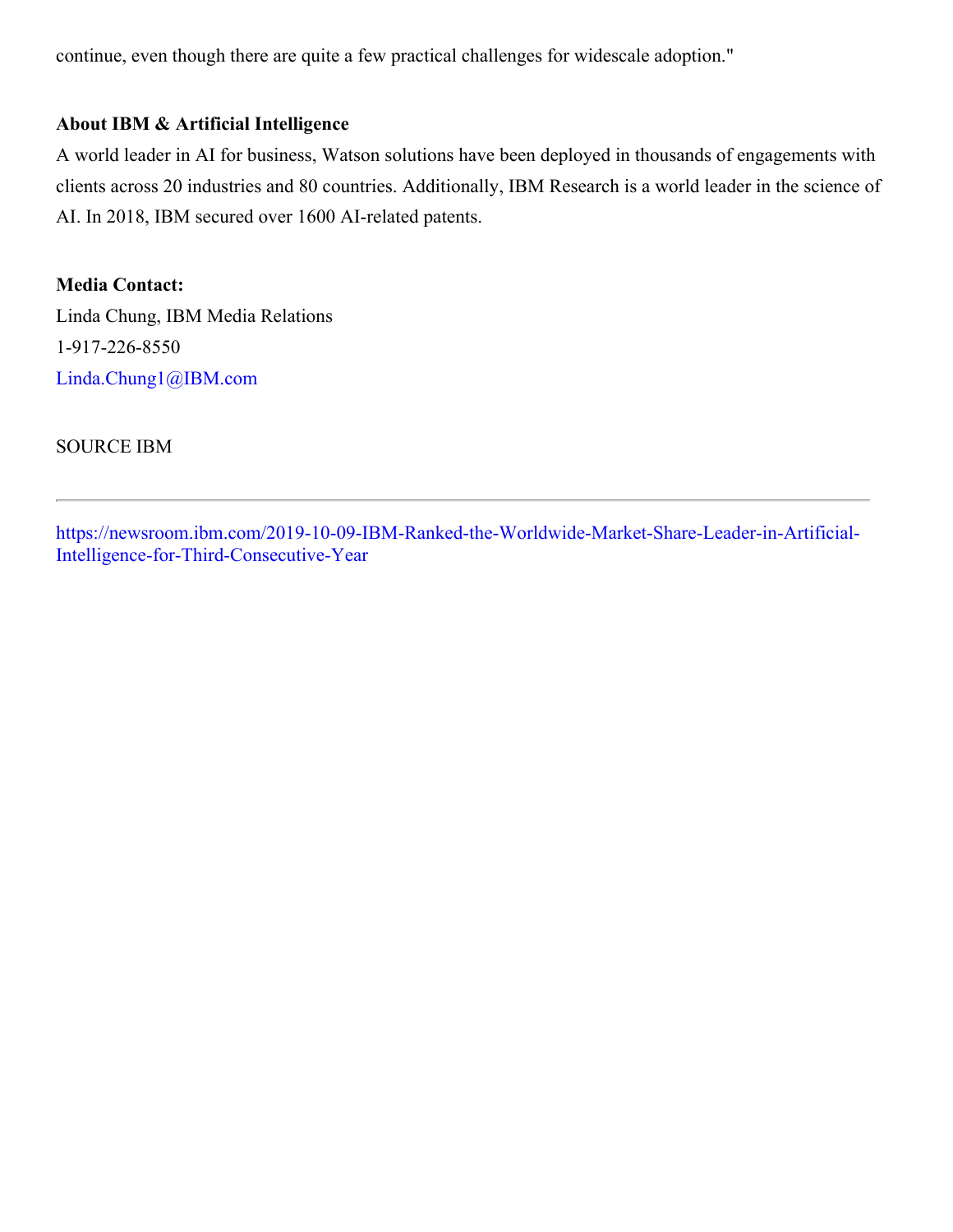continue, even though there are quite a few practical challenges for widescale adoption."

**About IBM & Artificial Intelligence**

A world leader in AI for business, Watson solutions have been deployed in thousands of engagements with clients across 20 industries and 80 countries. Additionally, IBM Research is a world leader in the science of AI. In 2018, IBM secured over 1600 AI-related patents.

**Media Contact:**

Linda Chung, IBM Media Relations
1-917-226-8550
Linda.Chung1@IBM.com

SOURCE IBM

---

https://newsroom.ibm.com/2019-10-09-IBM-Ranked-the-Worldwide-Market-Share-Leader-in-Artificial-Intelligence-for-Third-Consecutive-Year